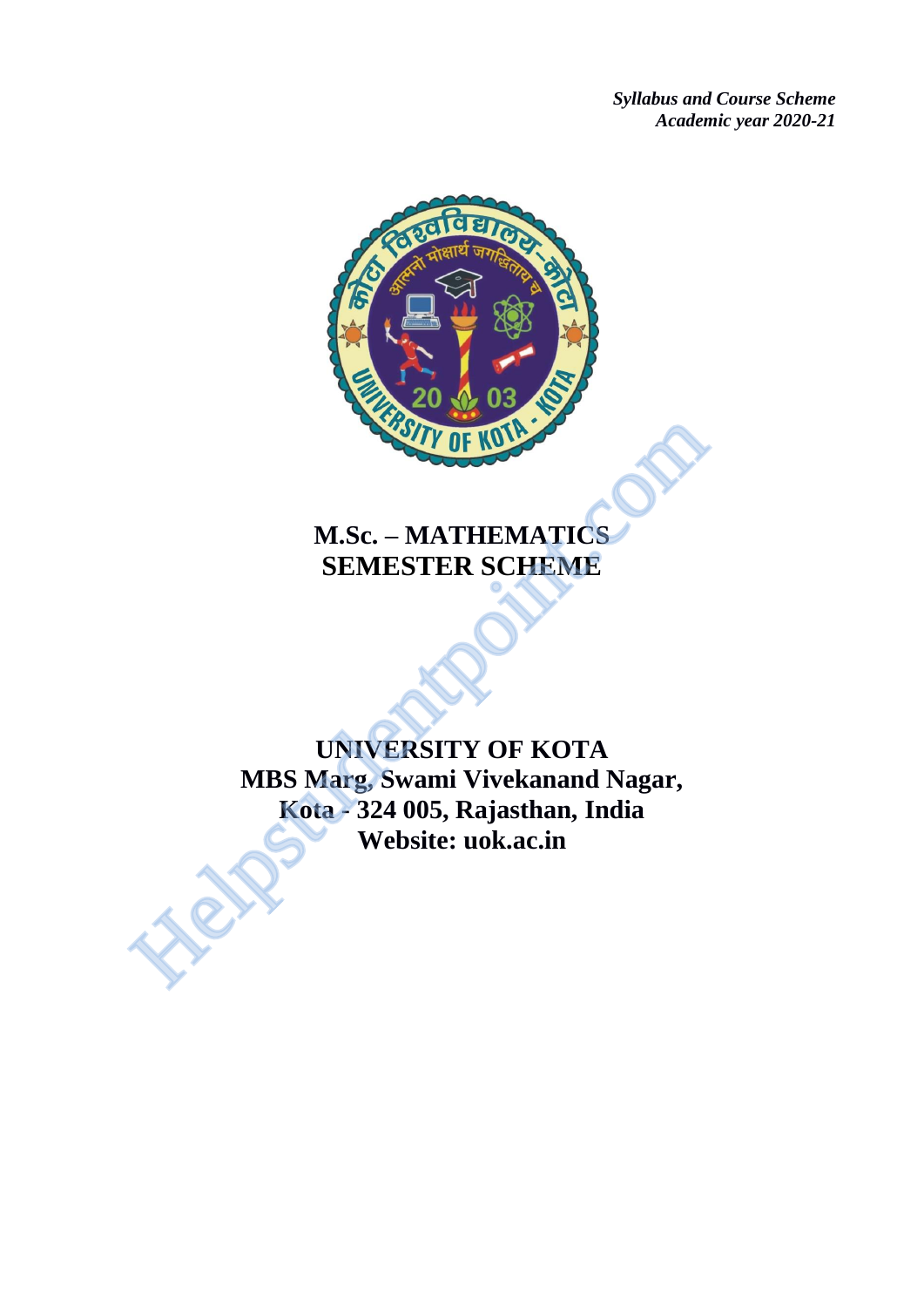*Syllabus and Course Scheme*
*Academic year 2020-21*

# M.Sc. – MATHEMATICS
# SEMESTER SCHEME

## UNIVERSITY OF KOTA
## MBS Marg, Swami Vivekanand Nagar,
## Kota - 324 005, Rajasthan, India
## Website: uok.ac.in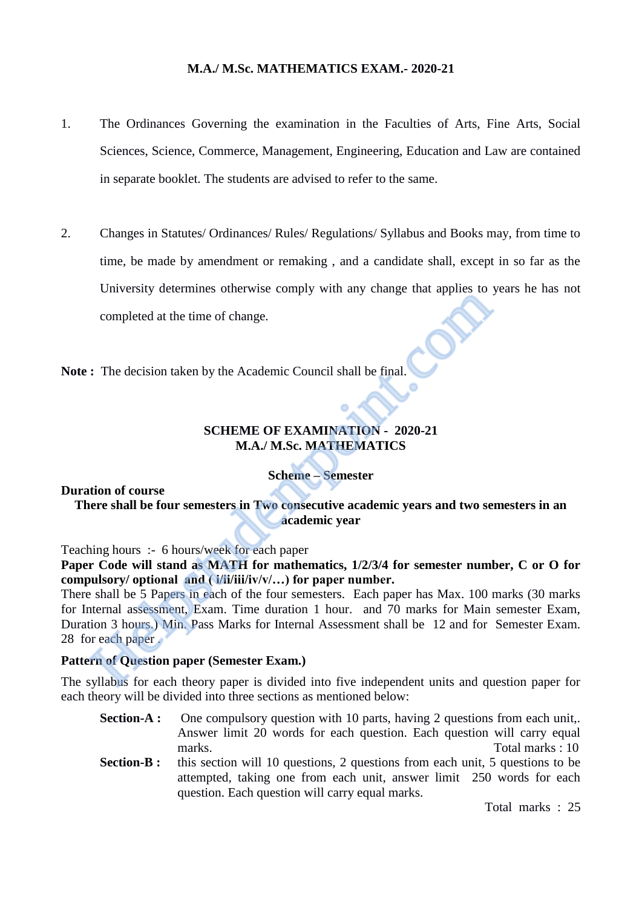## M.A./ M.Sc. MATHEMATICS EXAM.- 2020-21

1. The Ordinances Governing the examination in the Faculties of Arts, Fine Arts, Social Sciences, Science, Commerce, Management, Engineering, Education and Law are contained in separate booklet. The students are advised to refer to the same.

2. Changes in Statutes/ Ordinances/ Rules/ Regulations/ Syllabus and Books may, from time to time, be made by amendment or remaking , and a candidate shall, except in so far as the University determines otherwise comply with any change that applies to years he has not completed at the time of change.

**Note :** The decision taken by the Academic Council shall be final.

## SCHEME OF EXAMINATION - 2020-21
## M.A./ M.Sc. MATHEMATICS

### Scheme – Semester

**Duration of course**

**There shall be four semesters in Two consecutive academic years and two semesters in an academic year**

Teaching hours :- 6 hours/week for each paper

**Paper Code will stand as MATH for mathematics, 1/2/3/4 for semester number, C or O for compulsory/ optional and ( i/ii/iii/iv/v/…) for paper number.**

There shall be 5 Papers in each of the four semesters. Each paper has Max. 100 marks (30 marks for Internal assessment, Exam. Time duration 1 hour. and 70 marks for Main semester Exam, Duration 3 hours.) Min. Pass Marks for Internal Assessment shall be 12 and for Semester Exam. 28 for each paper .

**Pattern of Question paper (Semester Exam.)**

The syllabus for each theory paper is divided into five independent units and question paper for each theory will be divided into three sections as mentioned below:

**Section-A :** One compulsory question with 10 parts, having 2 questions from each unit,. Answer limit 20 words for each question. Each question will carry equal marks. Total marks : 10

**Section-B :** this section will 10 questions, 2 questions from each unit, 5 questions to be attempted, taking one from each unit, answer limit 250 words for each question. Each question will carry equal marks.

Total marks : 25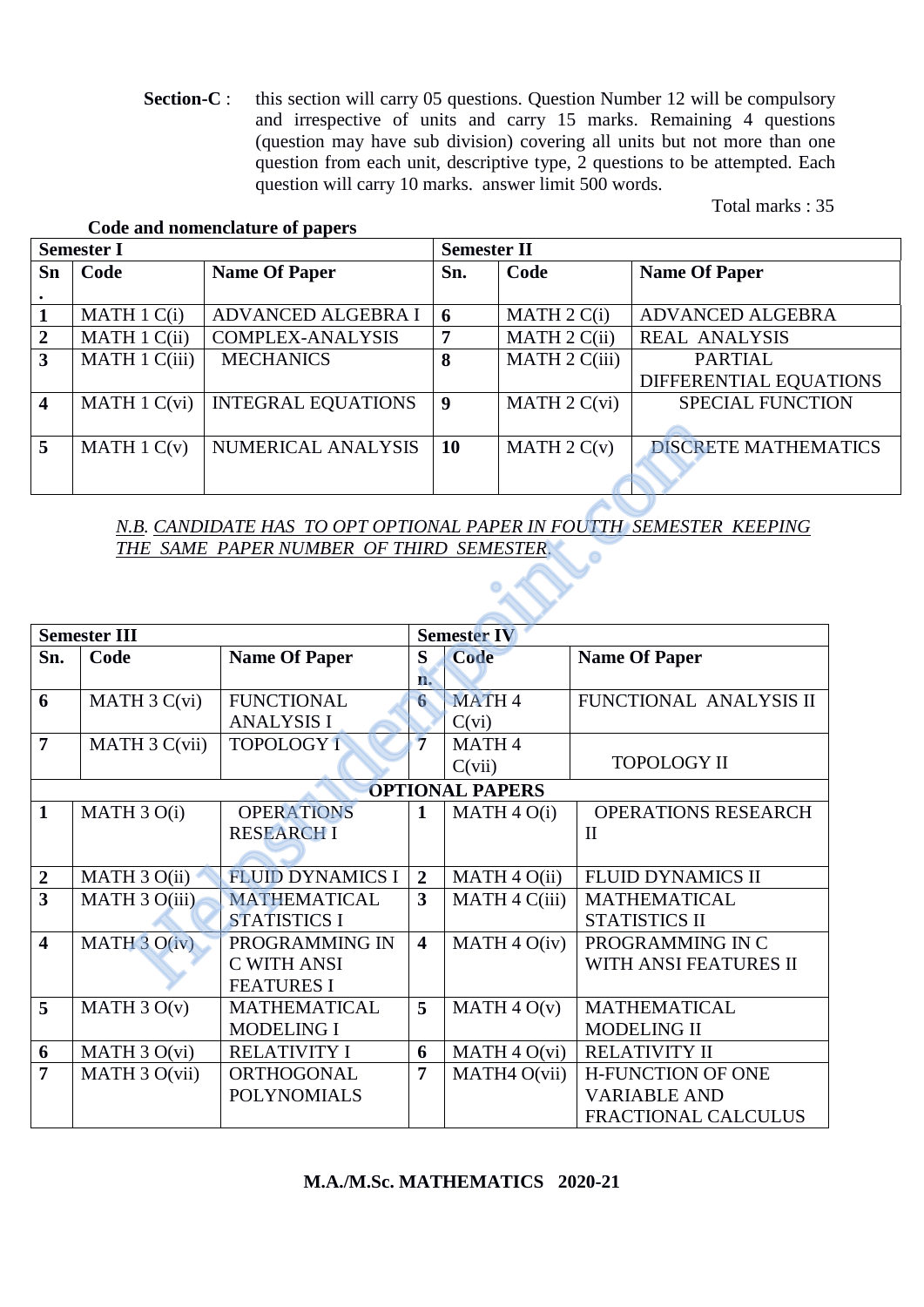**Section-C** : this section will carry 05 questions. Question Number 12 will be compulsory and irrespective of units and carry 15 marks. Remaining 4 questions (question may have sub division) covering all units but not more than one question from each unit, descriptive type, 2 questions to be attempted. Each question will carry 10 marks. answer limit 500 words.

Total marks : 35

**Code and nomenclature of papers**

| **Semester I** | | | **Semester II** | | |
|---|---|---|---|---|---|
| **Sn.** | **Code** | **Name Of Paper** | **Sn.** | **Code** | **Name Of Paper** |
| **1** | MATH 1 C(i) | ADVANCED ALGEBRA I | **6** | MATH 2 C(i) | ADVANCED ALGEBRA |
| **2** | MATH 1 C(ii) | COMPLEX-ANALYSIS | **7** | MATH 2 C(ii) | REAL ANALYSIS |
| **3** | MATH 1 C(iii) | MECHANICS | **8** | MATH 2 C(iii) | PARTIAL DIFFERENTIAL EQUATIONS |
| **4** | MATH 1 C(vi) | INTEGRAL EQUATIONS | **9** | MATH 2 C(vi) | SPECIAL FUNCTION |
| **5** | MATH 1 C(v) | NUMERICAL ANALYSIS | **10** | MATH 2 C(v) | DISCRETE MATHEMATICS |

*N.B. CANDIDATE HAS TO OPT OPTIONAL PAPER IN FOUTTH SEMESTER KEEPING THE SAME PAPER NUMBER OF THIRD SEMESTER.*

| **Semester III** | | | **Semester IV** | | |
|---|---|---|---|---|---|
| **Sn.** | **Code** | **Name Of Paper** | **Sn.** | **Code** | **Name Of Paper** |
| **6** | MATH 3 C(vi) | FUNCTIONAL ANALYSIS I | **6** | MATH 4 C(vi) | FUNCTIONAL ANALYSIS II |
| **7** | MATH 3 C(vii) | TOPOLOGY I | **7** | MATH 4 C(vii) | TOPOLOGY II |
| **OPTIONAL PAPERS** | | | | | |
| **1** | MATH 3 O(i) | OPERATIONS RESEARCH I | **1** | MATH 4 O(i) | OPERATIONS RESEARCH II |
| **2** | MATH 3 O(ii) | FLUID DYNAMICS I | **2** | MATH 4 O(ii) | FLUID DYNAMICS II |
| **3** | MATH 3 O(iii) | MATHEMATICAL STATISTICS I | **3** | MATH 4 C(iii) | MATHEMATICAL STATISTICS II |
| **4** | MATH 3 O(iv) | PROGRAMMING IN C WITH ANSI FEATURES I | **4** | MATH 4 O(iv) | PROGRAMMING IN C WITH ANSI FEATURES II |
| **5** | MATH 3 O(v) | MATHEMATICAL MODELING I | **5** | MATH 4 O(v) | MATHEMATICAL MODELING II |
| **6** | MATH 3 O(vi) | RELATIVITY I | **6** | MATH 4 O(vi) | RELATIVITY II |
| **7** | MATH 3 O(vii) | ORTHOGONAL POLYNOMIALS | **7** | MATH4 O(vii) | H-FUNCTION OF ONE VARIABLE AND FRACTIONAL CALCULUS |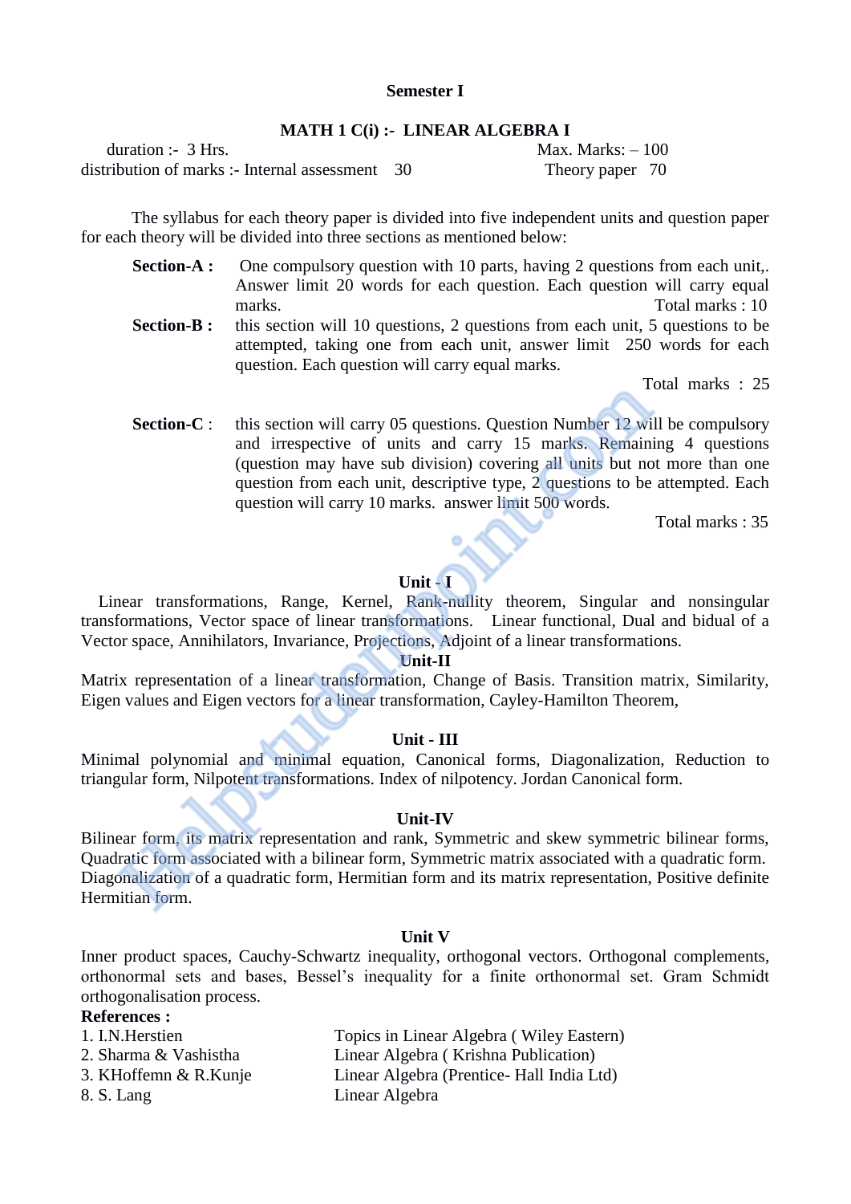## Semester I

### MATH 1 C(i) :- LINEAR ALGEBRA I

duration :- 3 Hrs. Max. Marks: – 100

distribution of marks :- Internal assessment 30 Theory paper 70

The syllabus for each theory paper is divided into five independent units and question paper for each theory will be divided into three sections as mentioned below:

**Section-A :** One compulsory question with 10 parts, having 2 questions from each unit,. Answer limit 20 words for each question. Each question will carry equal marks. Total marks : 10

**Section-B :** this section will 10 questions, 2 questions from each unit, 5 questions to be attempted, taking one from each unit, answer limit 250 words for each question. Each question will carry equal marks.

Total marks : 25

**Section-C** : this section will carry 05 questions. Question Number 12 will be compulsory and irrespective of units and carry 15 marks. Remaining 4 questions (question may have sub division) covering all units but not more than one question from each unit, descriptive type, 2 questions to be attempted. Each question will carry 10 marks. answer limit 500 words.

Total marks : 35

#### Unit - I

Linear transformations, Range, Kernel, Rank-nullity theorem, Singular and nonsingular transformations, Vector space of linear transformations. Linear functional, Dual and bidual of a Vector space, Annihilators, Invariance, Projections, Adjoint of a linear transformations.

#### Unit-II

Matrix representation of a linear transformation, Change of Basis. Transition matrix, Similarity, Eigen values and Eigen vectors for a linear transformation, Cayley-Hamilton Theorem,

#### Unit - III

Minimal polynomial and minimal equation, Canonical forms, Diagonalization, Reduction to triangular form, Nilpotent transformations. Index of nilpotency. Jordan Canonical form.

#### Unit-IV

Bilinear form, its matrix representation and rank, Symmetric and skew symmetric bilinear forms, Quadratic form associated with a bilinear form, Symmetric matrix associated with a quadratic form. Diagonalization of a quadratic form, Hermitian form and its matrix representation, Positive definite Hermitian form.

#### Unit V

Inner product spaces, Cauchy-Schwartz inequality, orthogonal vectors. Orthogonal complements, orthonormal sets and bases, Bessel's inequality for a finite orthonormal set. Gram Schmidt orthogonalisation process.

**References :**

1. I.N.Herstien — Topics in Linear Algebra ( Wiley Eastern)
2. Sharma & Vashistha — Linear Algebra ( Krishna Publication)
3. KHoffemn & R.Kunje — Linear Algebra (Prentice- Hall India Ltd)

8. S. Lang — Linear Algebra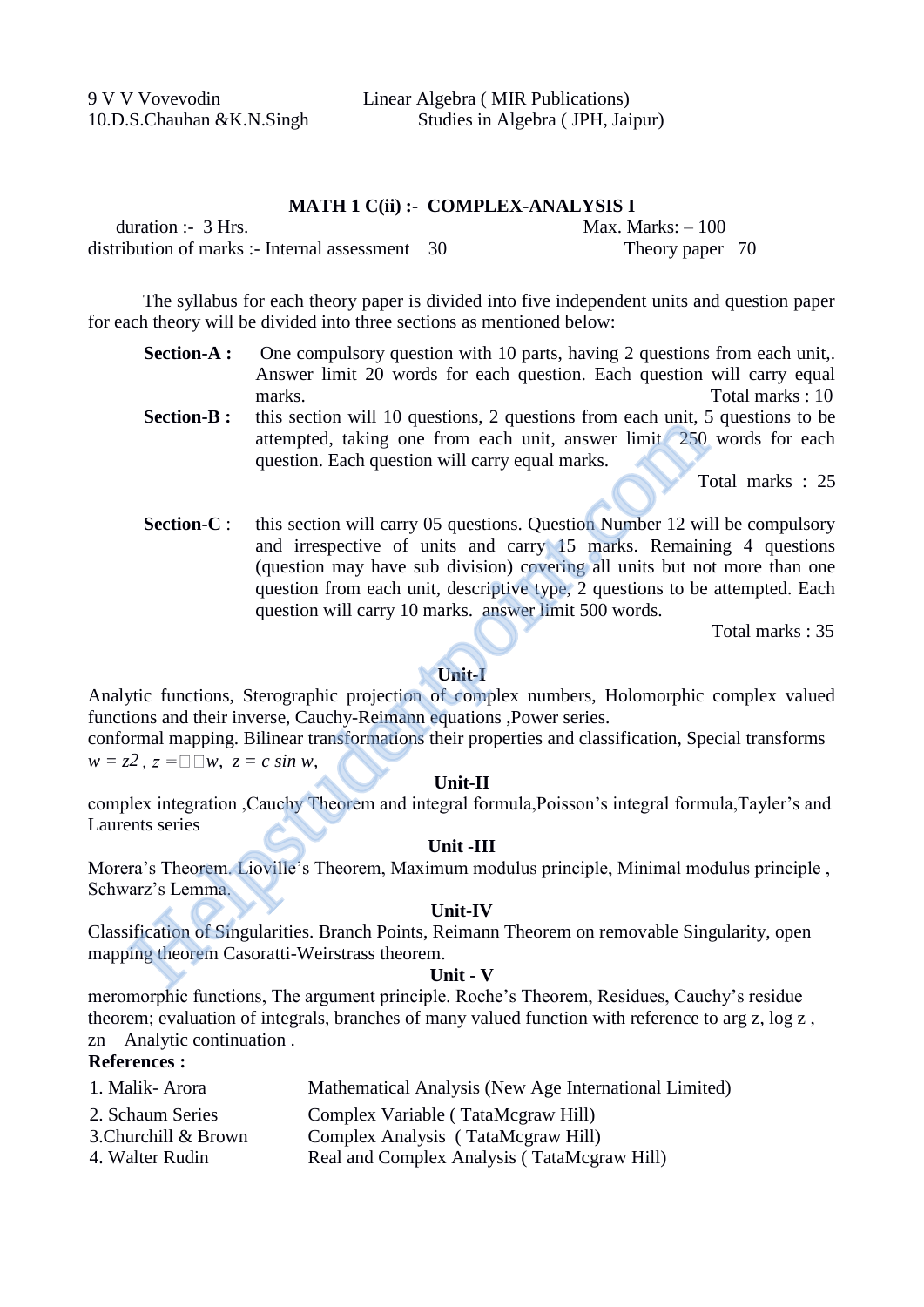| | |
|---|---|
| 9 V V Vovevodin | Linear Algebra ( MIR Publications) |
| 10.D.S.Chauhan &K.N.Singh | Studies in Algebra ( JPH, Jaipur) |

## MATH 1 C(ii) :- COMPLEX-ANALYSIS I

duration :- 3 Hrs. Max. Marks: – 100

distribution of marks :- Internal assessment 30 Theory paper 70

The syllabus for each theory paper is divided into five independent units and question paper for each theory will be divided into three sections as mentioned below:

**Section-A :** One compulsory question with 10 parts, having 2 questions from each unit,. Answer limit 20 words for each question. Each question will carry equal marks.
Total marks : 10

**Section-B :** this section will 10 questions, 2 questions from each unit, 5 questions to be attempted, taking one from each unit, answer limit 250 words for each question. Each question will carry equal marks.
Total marks : 25

**Section-C** : this section will carry 05 questions. Question Number 12 will be compulsory and irrespective of units and carry 15 marks. Remaining 4 questions (question may have sub division) covering all units but not more than one question from each unit, descriptive type, 2 questions to be attempted. Each question will carry 10 marks. answer limit 500 words.
Total marks : 35

### Unit-I

Analytic functions, Sterographic projection of complex numbers, Holomorphic complex valued functions and their inverse, Cauchy-Reimann equations ,Power series.
conformal mapping. Bilinear transformations their properties and classification, Special transforms $w = z2$ , $z = \square\square w$, $z = c \sin w$,

### Unit-II

complex integration ,Cauchy Theorem and integral formula,Poisson's integral formula,Tayler's and Laurents series

### Unit -III

Morera's Theorem. Lioville's Theorem, Maximum modulus principle, Minimal modulus principle , Schwarz's Lemma.

### Unit-IV

Classification of Singularities. Branch Points, Reimann Theorem on removable Singularity, open mapping theorem Casoratti-Weirstrass theorem.

### Unit - V

meromorphic functions, The argument principle. Roche's Theorem, Residues, Cauchy's residue theorem; evaluation of integrals, branches of many valued function with reference to arg z, log z , zn Analytic continuation .

**References :**

| | |
|---|---|
| 1. Malik- Arora | Mathematical Analysis (New Age International Limited) |
| 2. Schaum Series | Complex Variable ( TataMcgraw Hill) |
| 3.Churchill & Brown | Complex Analysis ( TataMcgraw Hill) |
| 4. Walter Rudin | Real and Complex Analysis ( TataMcgraw Hill) |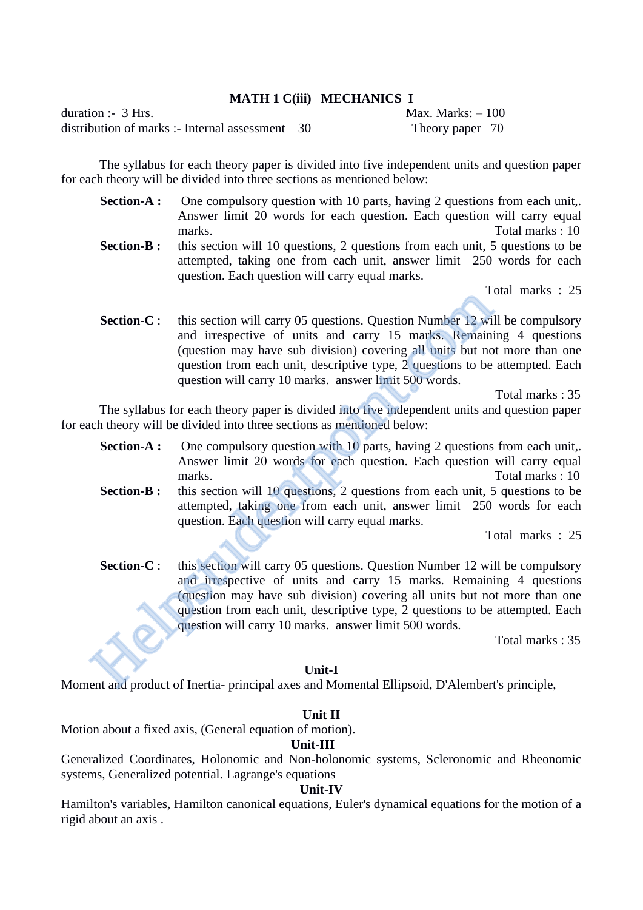## MATH 1 C(iii) MECHANICS I

duration :- 3 Hrs. Max. Marks: – 100

distribution of marks :- Internal assessment 30 Theory paper 70

The syllabus for each theory paper is divided into five independent units and question paper for each theory will be divided into three sections as mentioned below:

**Section-A :** One compulsory question with 10 parts, having 2 questions from each unit,. Answer limit 20 words for each question. Each question will carry equal marks. Total marks : 10

**Section-B :** this section will 10 questions, 2 questions from each unit, 5 questions to be attempted, taking one from each unit, answer limit 250 words for each question. Each question will carry equal marks.

Total marks : 25

**Section-C** : this section will carry 05 questions. Question Number 12 will be compulsory and irrespective of units and carry 15 marks. Remaining 4 questions (question may have sub division) covering all units but not more than one question from each unit, descriptive type, 2 questions to be attempted. Each question will carry 10 marks. answer limit 500 words.

Total marks : 35

The syllabus for each theory paper is divided into five independent units and question paper for each theory will be divided into three sections as mentioned below:

**Section-A :** One compulsory question with 10 parts, having 2 questions from each unit,. Answer limit 20 words for each question. Each question will carry equal marks. Total marks : 10

**Section-B :** this section will 10 questions, 2 questions from each unit, 5 questions to be attempted, taking one from each unit, answer limit 250 words for each question. Each question will carry equal marks.

Total marks : 25

**Section-C** : this section will carry 05 questions. Question Number 12 will be compulsory and irrespective of units and carry 15 marks. Remaining 4 questions (question may have sub division) covering all units but not more than one question from each unit, descriptive type, 2 questions to be attempted. Each question will carry 10 marks. answer limit 500 words.

Total marks : 35

### Unit-I

Moment and product of Inertia- principal axes and Momental Ellipsoid, D'Alembert's principle,

### Unit II

Motion about a fixed axis, (General equation of motion).

### Unit-III

Generalized Coordinates, Holonomic and Non-holonomic systems, Scleronomic and Rheonomic systems, Generalized potential. Lagrange's equations

### Unit-IV

Hamilton's variables, Hamilton canonical equations, Euler's dynamical equations for the motion of a rigid about an axis .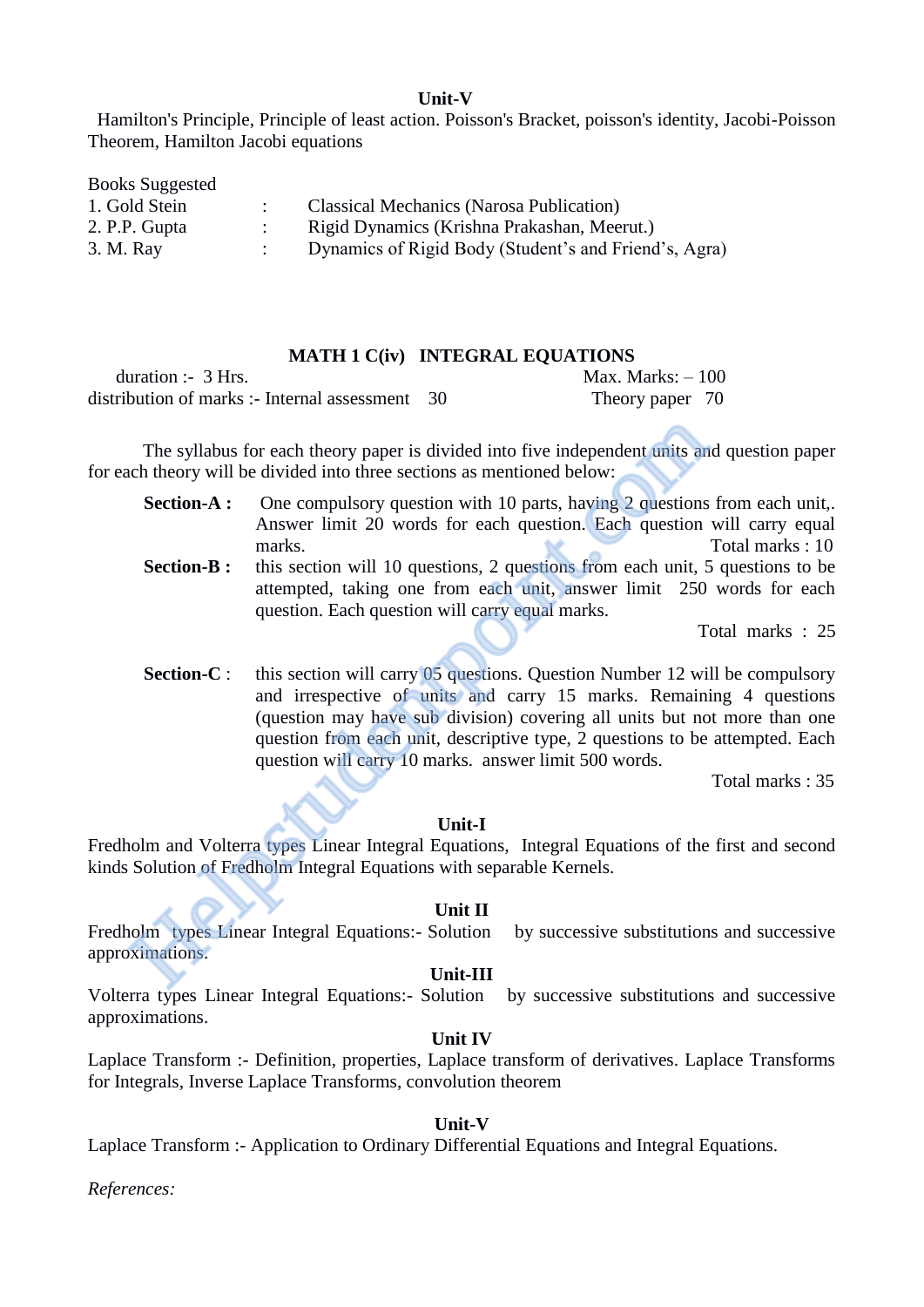### Unit-V

Hamilton's Principle, Principle of least action. Poisson's Bracket, poisson's identity, Jacobi-Poisson Theorem, Hamilton Jacobi equations

Books Suggested

| | | |
|---|---|---|
| 1. Gold Stein | : | Classical Mechanics (Narosa Publication) |
| 2. P.P. Gupta | : | Rigid Dynamics (Krishna Prakashan, Meerut.) |
| 3. M. Ray | : | Dynamics of Rigid Body (Student's and Friend's, Agra) |

## MATH 1 C(iv) INTEGRAL EQUATIONS

duration :- 3 Hrs. Max. Marks: – 100

distribution of marks :- Internal assessment 30 Theory paper 70

The syllabus for each theory paper is divided into five independent units and question paper for each theory will be divided into three sections as mentioned below:

**Section-A :** One compulsory question with 10 parts, having 2 questions from each unit,. Answer limit 20 words for each question. Each question will carry equal marks. Total marks : 10

**Section-B :** this section will 10 questions, 2 questions from each unit, 5 questions to be attempted, taking one from each unit, answer limit 250 words for each question. Each question will carry equal marks.

Total marks : 25

**Section-C** : this section will carry 05 questions. Question Number 12 will be compulsory and irrespective of units and carry 15 marks. Remaining 4 questions (question may have sub division) covering all units but not more than one question from each unit, descriptive type, 2 questions to be attempted. Each question will carry 10 marks. answer limit 500 words.

Total marks : 35

### Unit-I

Fredholm and Volterra types Linear Integral Equations, Integral Equations of the first and second kinds Solution of Fredholm Integral Equations with separable Kernels.

### Unit II

Fredholm types Linear Integral Equations:- Solution by successive substitutions and successive approximations.

### Unit-III

Volterra types Linear Integral Equations:- Solution by successive substitutions and successive approximations.

### Unit IV

Laplace Transform :- Definition, properties, Laplace transform of derivatives. Laplace Transforms for Integrals, Inverse Laplace Transforms, convolution theorem

### Unit-V

Laplace Transform :- Application to Ordinary Differential Equations and Integral Equations.

*References:*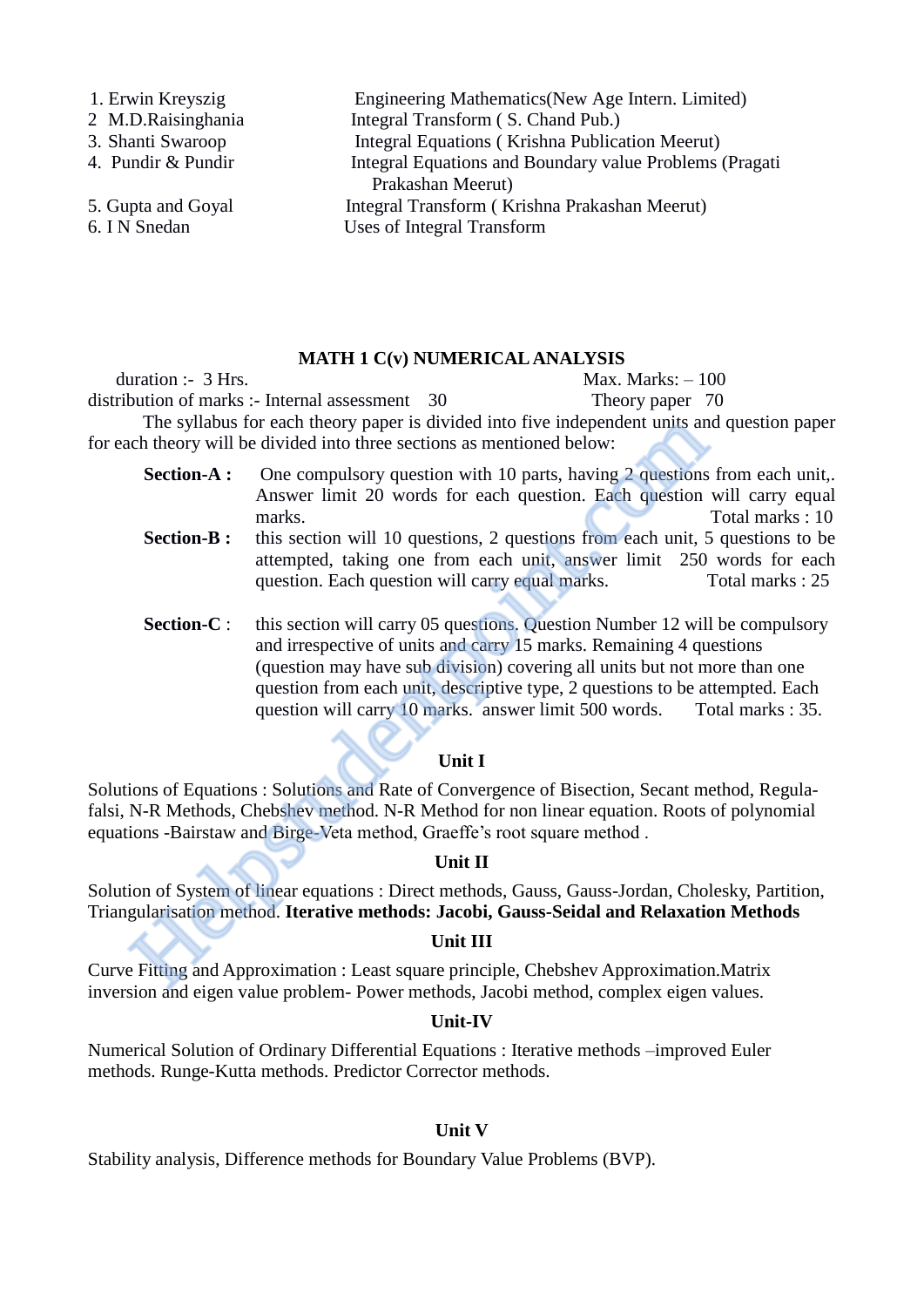1. Erwin Kreyszig — Engineering Mathematics(New Age Intern. Limited)
2 M.D.Raisinghania — Integral Transform ( S. Chand Pub.)
3. Shanti Swaroop — Integral Equations ( Krishna Publication Meerut)
4. Pundir & Pundir — Integral Equations and Boundary value Problems (Pragati Prakashan Meerut)
5. Gupta and Goyal — Integral Transform ( Krishna Prakashan Meerut)
6. I N Snedan — Uses of Integral Transform

## MATH 1 C(v) NUMERICAL ANALYSIS

duration :- 3 Hrs. Max. Marks: – 100

distribution of marks :- Internal assessment 30 Theory paper 70

The syllabus for each theory paper is divided into five independent units and question paper for each theory will be divided into three sections as mentioned below:

**Section-A :** One compulsory question with 10 parts, having 2 questions from each unit,. Answer limit 20 words for each question. Each question will carry equal marks. Total marks : 10

**Section-B :** this section will 10 questions, 2 questions from each unit, 5 questions to be attempted, taking one from each unit, answer limit 250 words for each question. Each question will carry equal marks. Total marks : 25

**Section-C** : this section will carry 05 questions. Question Number 12 will be compulsory and irrespective of units and carry 15 marks. Remaining 4 questions (question may have sub division) covering all units but not more than one question from each unit, descriptive type, 2 questions to be attempted. Each question will carry 10 marks. answer limit 500 words. Total marks : 35.

### Unit I

Solutions of Equations : Solutions and Rate of Convergence of Bisection, Secant method, Regula-falsi, N-R Methods, Chebshev method. N-R Method for non linear equation. Roots of polynomial equations -Bairstaw and Birge-Veta method, Graeffe's root square method .

### Unit II

Solution of System of linear equations : Direct methods, Gauss, Gauss-Jordan, Cholesky, Partition, Triangularisation method. **Iterative methods: Jacobi, Gauss-Seidal and Relaxation Methods**

### Unit III

Curve Fitting and Approximation : Least square principle, Chebshev Approximation.Matrix inversion and eigen value problem- Power methods, Jacobi method, complex eigen values.

### Unit-IV

Numerical Solution of Ordinary Differential Equations : Iterative methods –improved Euler methods. Runge-Kutta methods. Predictor Corrector methods.

### Unit V

Stability analysis, Difference methods for Boundary Value Problems (BVP).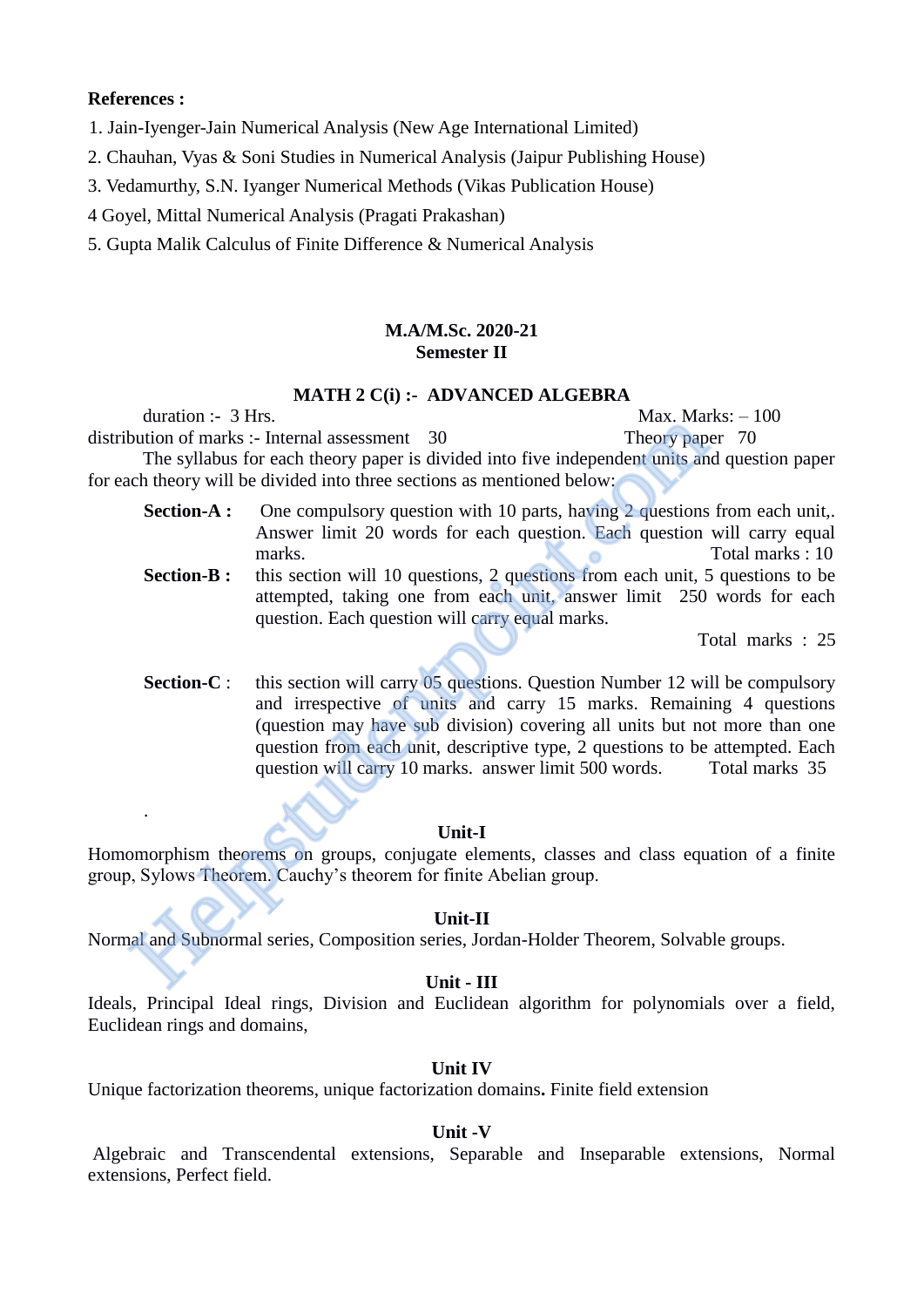**References :**

1. Jain-Iyenger-Jain Numerical Analysis (New Age International Limited)
2. Chauhan, Vyas & Soni Studies in Numerical Analysis (Jaipur Publishing House)
3. Vedamurthy, S.N. Iyanger Numerical Methods (Vikas Publication House)

4 Goyel, Mittal Numerical Analysis (Pragati Prakashan)

5. Gupta Malik Calculus of Finite Difference & Numerical Analysis

**M.A/M.Sc. 2020-21**
**Semester II**

## MATH 2 C(i) :- ADVANCED ALGEBRA

duration :- 3 Hrs. Max. Marks: – 100

distribution of marks :- Internal assessment 30 Theory paper 70

The syllabus for each theory paper is divided into five independent units and question paper for each theory will be divided into three sections as mentioned below:

**Section-A :** One compulsory question with 10 parts, having 2 questions from each unit,. Answer limit 20 words for each question. Each question will carry equal marks. Total marks : 10

**Section-B :** this section will 10 questions, 2 questions from each unit, 5 questions to be attempted, taking one from each unit, answer limit 250 words for each question. Each question will carry equal marks.

Total marks : 25

**Section-C** : this section will carry 05 questions. Question Number 12 will be compulsory and irrespective of units and carry 15 marks. Remaining 4 questions (question may have sub division) covering all units but not more than one question from each unit, descriptive type, 2 questions to be attempted. Each question will carry 10 marks. answer limit 500 words. Total marks 35

.

### Unit-I

Homomorphism theorems on groups, conjugate elements, classes and class equation of a finite group, Sylows Theorem. Cauchy's theorem for finite Abelian group.

### Unit-II

Normal and Subnormal series, Composition series, Jordan-Holder Theorem, Solvable groups.

### Unit - III

Ideals, Principal Ideal rings, Division and Euclidean algorithm for polynomials over a field, Euclidean rings and domains,

### Unit IV

Unique factorization theorems, unique factorization domains**.** Finite field extension

### Unit -V

Algebraic and Transcendental extensions, Separable and Inseparable extensions, Normal extensions, Perfect field.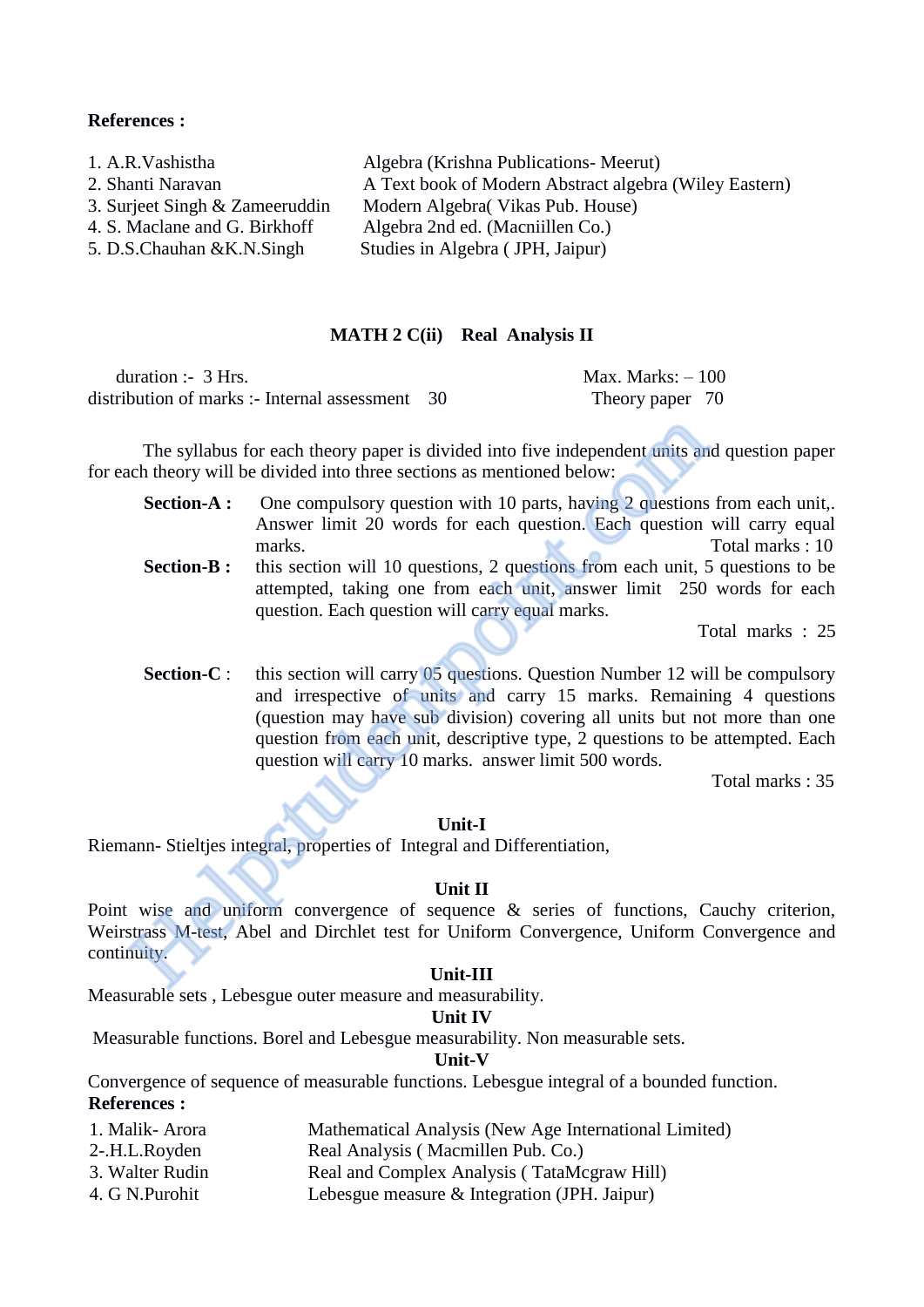**References :**

1. A.R.Vashistha — Algebra (Krishna Publications- Meerut)
2. Shanti Naravan — A Text book of Modern Abstract algebra (Wiley Eastern)
3. Surjeet Singh & Zameeruddin — Modern Algebra( Vikas Pub. House)
4. S. Maclane and G. Birkhoff — Algebra 2nd ed. (Macniillen Co.)
5. D.S.Chauhan &K.N.Singh — Studies in Algebra ( JPH, Jaipur)

## MATH 2 C(ii) Real Analysis II

duration :- 3 Hrs. — Max. Marks: – 100

distribution of marks :- Internal assessment 30 — Theory paper 70

The syllabus for each theory paper is divided into five independent units and question paper for each theory will be divided into three sections as mentioned below:

**Section-A :** One compulsory question with 10 parts, having 2 questions from each unit,. Answer limit 20 words for each question. Each question will carry equal marks. Total marks : 10

**Section-B :** this section will 10 questions, 2 questions from each unit, 5 questions to be attempted, taking one from each unit, answer limit 250 words for each question. Each question will carry equal marks. Total marks : 25

**Section-C :** this section will carry 05 questions. Question Number 12 will be compulsory and irrespective of units and carry 15 marks. Remaining 4 questions (question may have sub division) covering all units but not more than one question from each unit, descriptive type, 2 questions to be attempted. Each question will carry 10 marks. answer limit 500 words. Total marks : 35

### Unit-I

Riemann- Stieltjes integral, properties of Integral and Differentiation,

### Unit II

Point wise and uniform convergence of sequence & series of functions, Cauchy criterion, Weirstrass M-test, Abel and Dirchlet test for Uniform Convergence, Uniform Convergence and continuity.

### Unit-III

Measurable sets , Lebesgue outer measure and measurability.

### Unit IV

Measurable functions. Borel and Lebesgue measurability. Non measurable sets.

### Unit-V

Convergence of sequence of measurable functions. Lebesgue integral of a bounded function.

**References :**

1. Malik- Arora — Mathematical Analysis (New Age International Limited)
2. -.H.L.Royden — Real Analysis ( Macmillen Pub. Co.)
3. Walter Rudin — Real and Complex Analysis ( TataMcgraw Hill)
4. G N.Purohit — Lebesgue measure & Integration (JPH. Jaipur)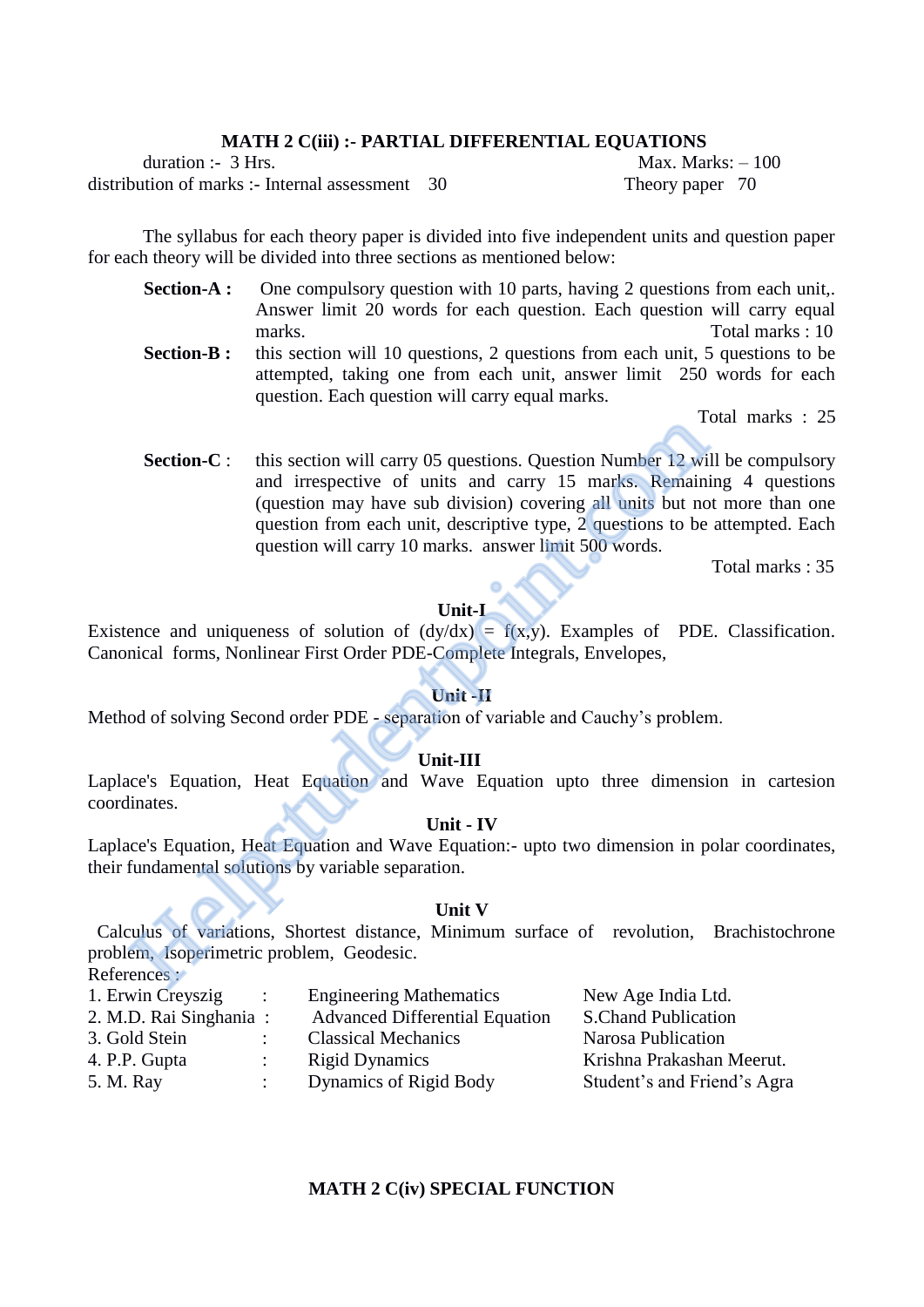## MATH 2 C(iii) :- PARTIAL DIFFERENTIAL EQUATIONS

duration :- 3 Hrs. Max. Marks: – 100

distribution of marks :- Internal assessment 30 Theory paper 70

The syllabus for each theory paper is divided into five independent units and question paper for each theory will be divided into three sections as mentioned below:

**Section-A :** One compulsory question with 10 parts, having 2 questions from each unit,. Answer limit 20 words for each question. Each question will carry equal marks. Total marks : 10

**Section-B :** this section will 10 questions, 2 questions from each unit, 5 questions to be attempted, taking one from each unit, answer limit 250 words for each question. Each question will carry equal marks.

Total marks : 25

**Section-C** : this section will carry 05 questions. Question Number 12 will be compulsory and irrespective of units and carry 15 marks. Remaining 4 questions (question may have sub division) covering all units but not more than one question from each unit, descriptive type, 2 questions to be attempted. Each question will carry 10 marks. answer limit 500 words.

Total marks : 35

### Unit-I

Existence and uniqueness of solution of $(dy/dx) = f(x,y)$. Examples of PDE. Classification. Canonical forms, Nonlinear First Order PDE-Complete Integrals, Envelopes,

### Unit -II

Method of solving Second order PDE - separation of variable and Cauchy's problem.

### Unit-III

Laplace's Equation, Heat Equation and Wave Equation upto three dimension in cartesion coordinates.

### Unit - IV

Laplace's Equation, Heat Equation and Wave Equation:- upto two dimension in polar coordinates, their fundamental solutions by variable separation.

### Unit V

Calculus of variations, Shortest distance, Minimum surface of revolution, Brachistochrone problem, Isoperimetric problem, Geodesic.

References :

| | | | |
|---|---|---|---|
| 1. Erwin Creyszig | : | Engineering Mathematics | New Age India Ltd. |
| 2. M.D. Rai Singhania | : | Advanced Differential Equation | S.Chand Publication |
| 3. Gold Stein | : | Classical Mechanics | Narosa Publication |
| 4. P.P. Gupta | : | Rigid Dynamics | Krishna Prakashan Meerut. |
| 5. M. Ray | : | Dynamics of Rigid Body | Student's and Friend's Agra |

## MATH 2 C(iv) SPECIAL FUNCTION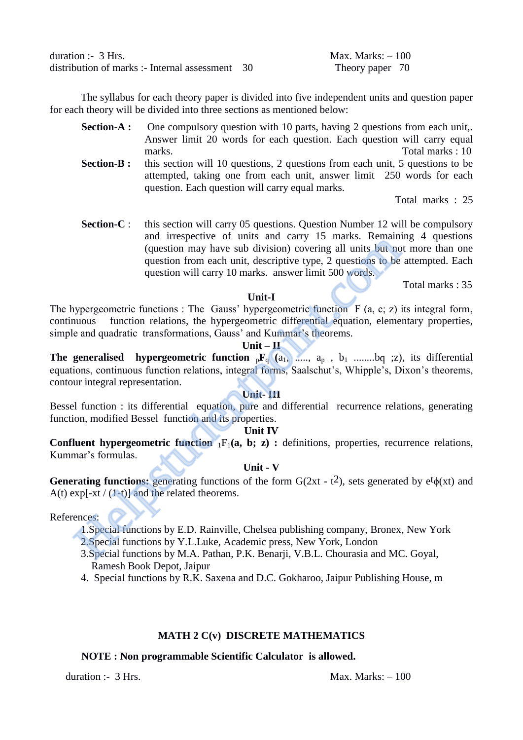duration :- 3 Hrs. Max. Marks: – 100

distribution of marks :- Internal assessment 30 Theory paper 70

The syllabus for each theory paper is divided into five independent units and question paper for each theory will be divided into three sections as mentioned below:

**Section-A :** One compulsory question with 10 parts, having 2 questions from each unit,. Answer limit 20 words for each question. Each question will carry equal marks. Total marks : 10

**Section-B :** this section will 10 questions, 2 questions from each unit, 5 questions to be attempted, taking one from each unit, answer limit 250 words for each question. Each question will carry equal marks.

Total marks : 25

**Section-C** : this section will carry 05 questions. Question Number 12 will be compulsory and irrespective of units and carry 15 marks. Remaining 4 questions (question may have sub division) covering all units but not more than one question from each unit, descriptive type, 2 questions to be attempted. Each question will carry 10 marks. answer limit 500 words.

Total marks : 35

**Unit-I**

The hypergeometric functions : The Gauss' hypergeometric function F (a, c; z) its integral form, continuous function relations, the hypergeometric differential equation, elementary properties, simple and quadratic transformations, Gauss' and Kummar's theorems.

**Unit – II**

**The generalised hypergeometric function $_pF_q$ ($a_1$,** ....., $a_p$ , $b_1$ ........bq ;z), its differential equations, continuous function relations, integral forms, Saalschut's, Whipple's, Dixon's theorems, contour integral representation.

**Unit- III**

Bessel function : its differential equation, pure and differential recurrence relations, generating function, modified Bessel function and its properties.

**Unit IV**

**Confluent hypergeometric function $_1F_1$(a, b; z) :** definitions, properties, recurrence relations, Kummar's formulas.

**Unit - V**

**Generating functions:** generating functions of the form $G(2xt - t^2)$, sets generated by $e^t\phi(xt)$ and A(t) exp[-xt / (1-t)] and the related theorems.

References:

1. Special functions by E.D. Rainville, Chelsea publishing company, Bronex, New York
2. Special functions by Y.L.Luke, Academic press, New York, London
3. Special functions by M.A. Pathan, P.K. Benarji, V.B.L. Chourasia and MC. Goyal, Ramesh Book Depot, Jaipur
4. Special functions by R.K. Saxena and D.C. Gokharoo, Jaipur Publishing House, m

## MATH 2 C(v) DISCRETE MATHEMATICS

**NOTE : Non programmable Scientific Calculator is allowed.**

duration :- 3 Hrs. Max. Marks: – 100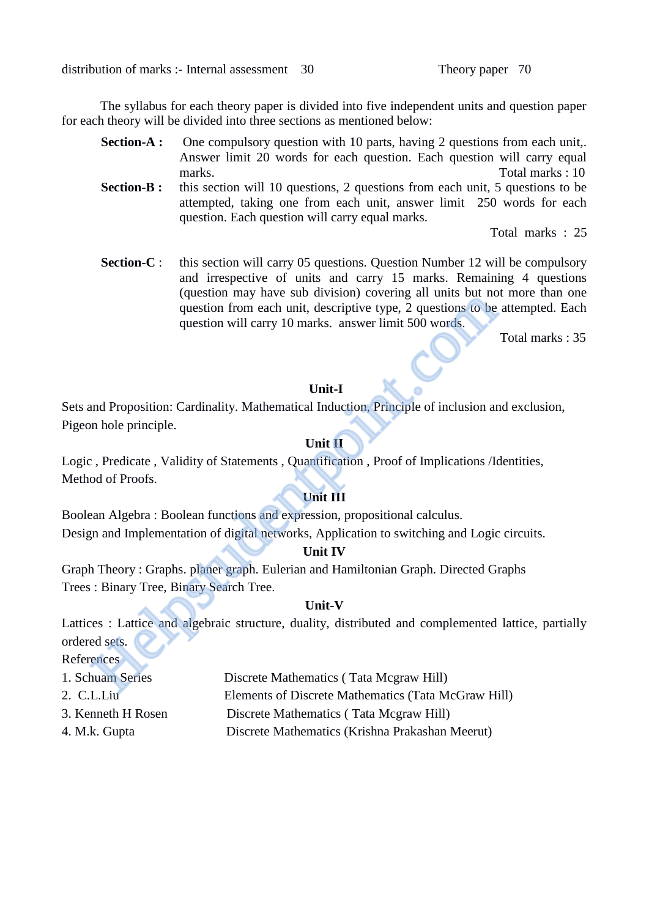distribution of marks :- Internal assessment 30 Theory paper 70

The syllabus for each theory paper is divided into five independent units and question paper for each theory will be divided into three sections as mentioned below:

**Section-A :** One compulsory question with 10 parts, having 2 questions from each unit,. Answer limit 20 words for each question. Each question will carry equal marks. Total marks : 10

**Section-B :** this section will 10 questions, 2 questions from each unit, 5 questions to be attempted, taking one from each unit, answer limit 250 words for each question. Each question will carry equal marks. Total marks : 25

**Section-C** : this section will carry 05 questions. Question Number 12 will be compulsory and irrespective of units and carry 15 marks. Remaining 4 questions (question may have sub division) covering all units but not more than one question from each unit, descriptive type, 2 questions to be attempted. Each question will carry 10 marks. answer limit 500 words. Total marks : 35

**Unit-I**

Sets and Proposition: Cardinality. Mathematical Induction, Principle of inclusion and exclusion, Pigeon hole principle.

**Unit II**

Logic , Predicate , Validity of Statements , Quantification , Proof of Implications /Identities, Method of Proofs.

**Unit III**

Boolean Algebra : Boolean functions and expression, propositional calculus.
Design and Implementation of digital networks, Application to switching and Logic circuits.

**Unit IV**

Graph Theory : Graphs. planer graph. Eulerian and Hamiltonian Graph. Directed Graphs
Trees : Binary Tree, Binary Search Tree.

**Unit-V**

Lattices : Lattice and algebraic structure, duality, distributed and complemented lattice, partially ordered sets.

References

| | |
|---|---|
| 1. Schuam Series | Discrete Mathematics ( Tata Mcgraw Hill) |
| 2. C.L.Liu | Elements of Discrete Mathematics (Tata McGraw Hill) |
| 3. Kenneth H Rosen | Discrete Mathematics ( Tata Mcgraw Hill) |
| 4. M.k. Gupta | Discrete Mathematics (Krishna Prakashan Meerut) |